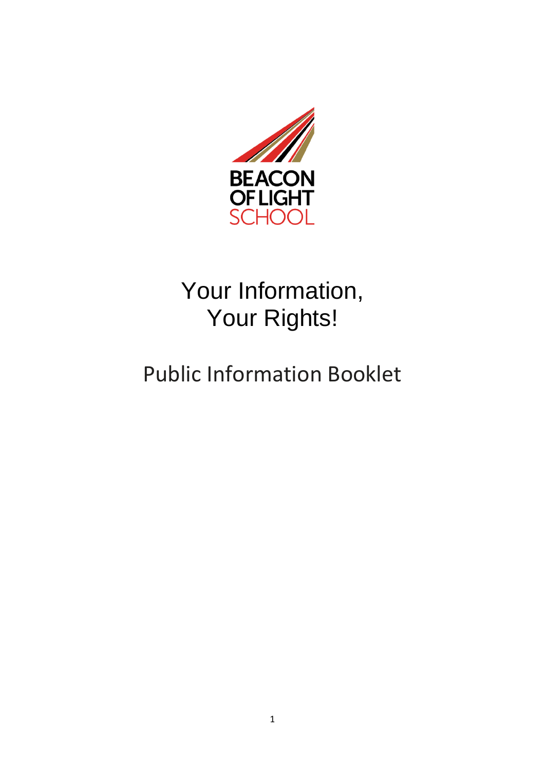BEACON OF LIGHT SCHOOL

# Your Information, Your Rights!

## Public Information Booklet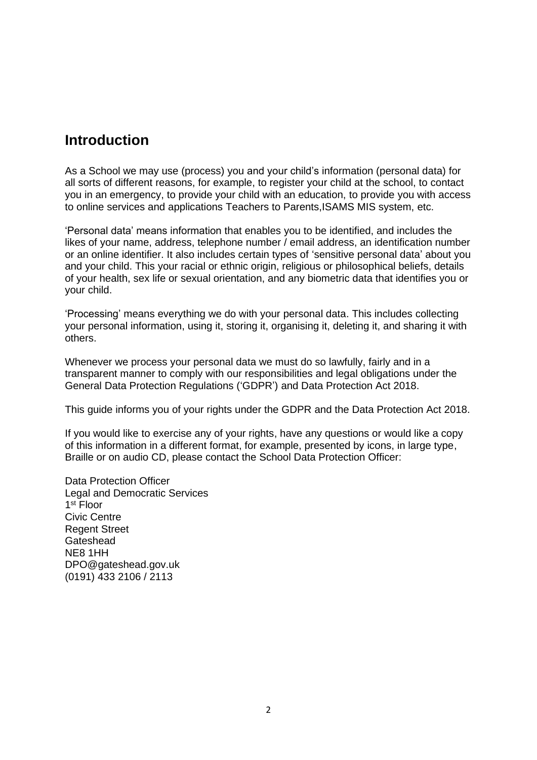## Introduction

As a School we may use (process) you and your child's information (personal data) for all sorts of different reasons, for example, to register your child at the school, to contact you in an emergency, to provide your child with an education, to provide you with access to online services and applications Teachers to Parents,ISAMS MIS system, etc.

'Personal data' means information that enables you to be identified, and includes the likes of your name, address, telephone number / email address, an identification number or an online identifier. It also includes certain types of 'sensitive personal data' about you and your child. This your racial or ethnic origin, religious or philosophical beliefs, details of your health, sex life or sexual orientation, and any biometric data that identifies you or your child.

'Processing' means everything we do with your personal data. This includes collecting your personal information, using it, storing it, organising it, deleting it, and sharing it with others.

Whenever we process your personal data we must do so lawfully, fairly and in a transparent manner to comply with our responsibilities and legal obligations under the General Data Protection Regulations ('GDPR') and Data Protection Act 2018.

This guide informs you of your rights under the GDPR and the Data Protection Act 2018.

If you would like to exercise any of your rights, have any questions or would like a copy of this information in a different format, for example, presented by icons, in large type, Braille or on audio CD, please contact the School Data Protection Officer:

Data Protection Officer  
Legal and Democratic Services  
1st Floor  
Civic Centre  
Regent Street  
Gateshead  
NE8 1HH  
DPO@gateshead.gov.uk  
(0191) 433 2106 / 2113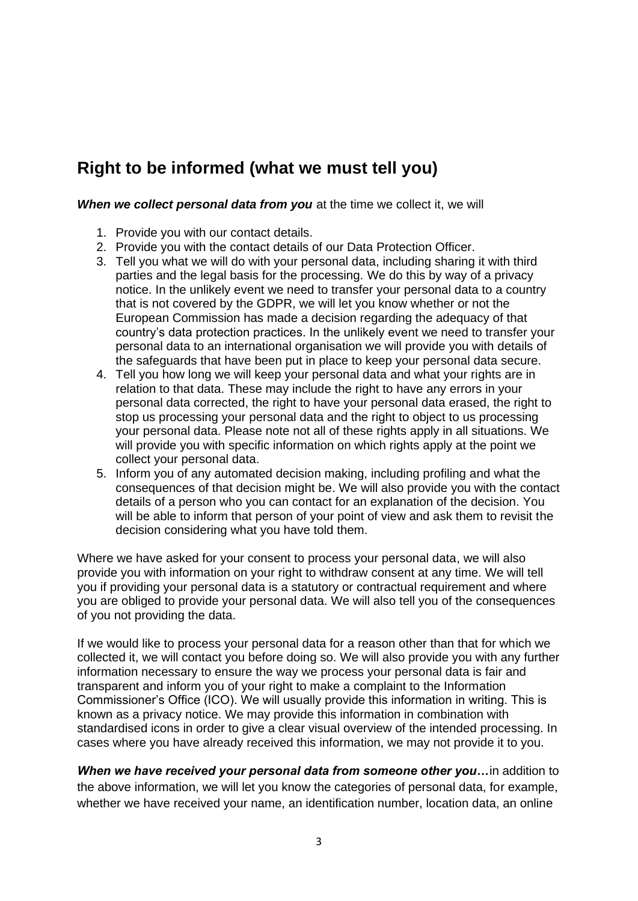## Right to be informed (what we must tell you)

***When we collect personal data from you*** at the time we collect it, we will

1. Provide you with our contact details.
2. Provide you with the contact details of our Data Protection Officer.
3. Tell you what we will do with your personal data, including sharing it with third parties and the legal basis for the processing. We do this by way of a privacy notice. In the unlikely event we need to transfer your personal data to a country that is not covered by the GDPR, we will let you know whether or not the European Commission has made a decision regarding the adequacy of that country's data protection practices. In the unlikely event we need to transfer your personal data to an international organisation we will provide you with details of the safeguards that have been put in place to keep your personal data secure.
4. Tell you how long we will keep your personal data and what your rights are in relation to that data. These may include the right to have any errors in your personal data corrected, the right to have your personal data erased, the right to stop us processing your personal data and the right to object to us processing your personal data. Please note not all of these rights apply in all situations. We will provide you with specific information on which rights apply at the point we collect your personal data.
5. Inform you of any automated decision making, including profiling and what the consequences of that decision might be. We will also provide you with the contact details of a person who you can contact for an explanation of the decision. You will be able to inform that person of your point of view and ask them to revisit the decision considering what you have told them.

Where we have asked for your consent to process your personal data, we will also provide you with information on your right to withdraw consent at any time. We will tell you if providing your personal data is a statutory or contractual requirement and where you are obliged to provide your personal data. We will also tell you of the consequences of you not providing the data.

If we would like to process your personal data for a reason other than that for which we collected it, we will contact you before doing so. We will also provide you with any further information necessary to ensure the way we process your personal data is fair and transparent and inform you of your right to make a complaint to the Information Commissioner's Office (ICO). We will usually provide this information in writing. This is known as a privacy notice. We may provide this information in combination with standardised icons in order to give a clear visual overview of the intended processing. In cases where you have already received this information, we may not provide it to you.

***When we have received your personal data from someone other you…***in addition to the above information, we will let you know the categories of personal data, for example, whether we have received your name, an identification number, location data, an online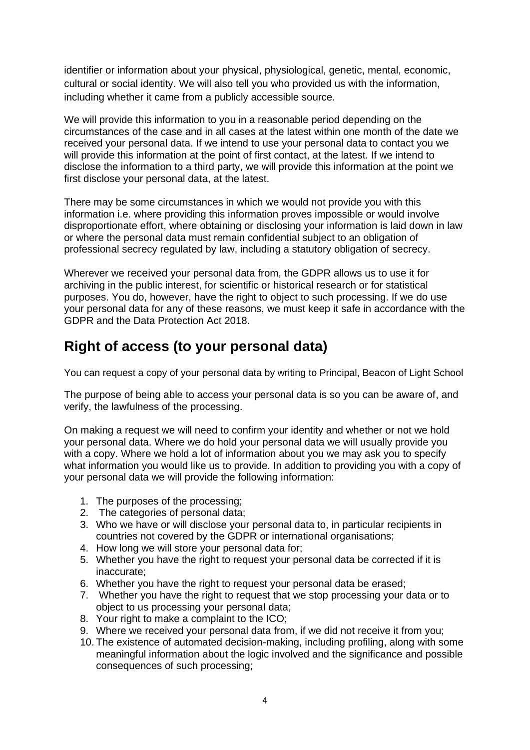identifier or information about your physical, physiological, genetic, mental, economic, cultural or social identity. We will also tell you who provided us with the information, including whether it came from a publicly accessible source.

We will provide this information to you in a reasonable period depending on the circumstances of the case and in all cases at the latest within one month of the date we received your personal data. If we intend to use your personal data to contact you we will provide this information at the point of first contact, at the latest. If we intend to disclose the information to a third party, we will provide this information at the point we first disclose your personal data, at the latest.

There may be some circumstances in which we would not provide you with this information i.e. where providing this information proves impossible or would involve disproportionate effort, where obtaining or disclosing your information is laid down in law or where the personal data must remain confidential subject to an obligation of professional secrecy regulated by law, including a statutory obligation of secrecy.

Wherever we received your personal data from, the GDPR allows us to use it for archiving in the public interest, for scientific or historical research or for statistical purposes. You do, however, have the right to object to such processing. If we do use your personal data for any of these reasons, we must keep it safe in accordance with the GDPR and the Data Protection Act 2018.

## Right of access (to your personal data)

You can request a copy of your personal data by writing to Principal, Beacon of Light School

The purpose of being able to access your personal data is so you can be aware of, and verify, the lawfulness of the processing.

On making a request we will need to confirm your identity and whether or not we hold your personal data. Where we do hold your personal data we will usually provide you with a copy. Where we hold a lot of information about you we may ask you to specify what information you would like us to provide. In addition to providing you with a copy of your personal data we will provide the following information:

1. The purposes of the processing;
2. The categories of personal data;
3. Who we have or will disclose your personal data to, in particular recipients in countries not covered by the GDPR or international organisations;
4. How long we will store your personal data for;
5. Whether you have the right to request your personal data be corrected if it is inaccurate;
6. Whether you have the right to request your personal data be erased;
7. Whether you have the right to request that we stop processing your data or to object to us processing your personal data;
8. Your right to make a complaint to the ICO;
9. Where we received your personal data from, if we did not receive it from you;
10. The existence of automated decision-making, including profiling, along with some meaningful information about the logic involved and the significance and possible consequences of such processing;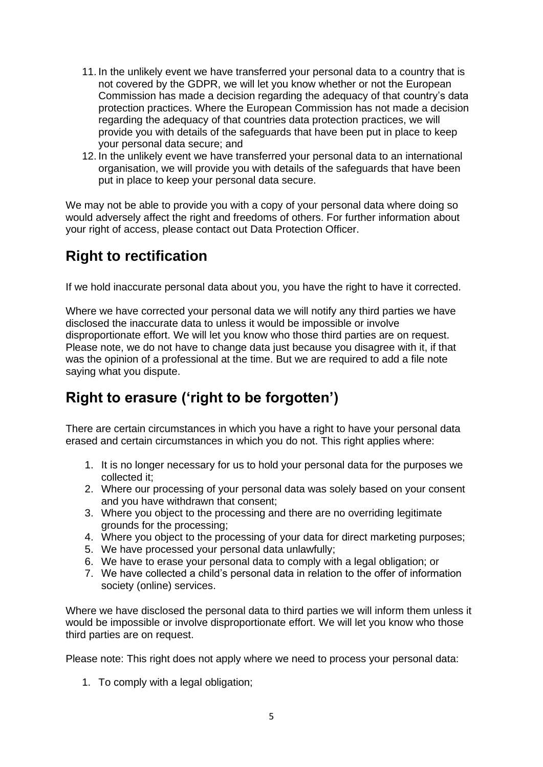11. In the unlikely event we have transferred your personal data to a country that is not covered by the GDPR, we will let you know whether or not the European Commission has made a decision regarding the adequacy of that country's data protection practices. Where the European Commission has not made a decision regarding the adequacy of that countries data protection practices, we will provide you with details of the safeguards that have been put in place to keep your personal data secure; and
12. In the unlikely event we have transferred your personal data to an international organisation, we will provide you with details of the safeguards that have been put in place to keep your personal data secure.

We may not be able to provide you with a copy of your personal data where doing so would adversely affect the right and freedoms of others. For further information about your right of access, please contact out Data Protection Officer.

## Right to rectification

If we hold inaccurate personal data about you, you have the right to have it corrected.

Where we have corrected your personal data we will notify any third parties we have disclosed the inaccurate data to unless it would be impossible or involve disproportionate effort. We will let you know who those third parties are on request. Please note, we do not have to change data just because you disagree with it, if that was the opinion of a professional at the time. But we are required to add a file note saying what you dispute.

## Right to erasure ('right to be forgotten')

There are certain circumstances in which you have a right to have your personal data erased and certain circumstances in which you do not. This right applies where:

1. It is no longer necessary for us to hold your personal data for the purposes we collected it;
2. Where our processing of your personal data was solely based on your consent and you have withdrawn that consent;
3. Where you object to the processing and there are no overriding legitimate grounds for the processing;
4. Where you object to the processing of your data for direct marketing purposes;
5. We have processed your personal data unlawfully;
6. We have to erase your personal data to comply with a legal obligation; or
7. We have collected a child's personal data in relation to the offer of information society (online) services.

Where we have disclosed the personal data to third parties we will inform them unless it would be impossible or involve disproportionate effort. We will let you know who those third parties are on request.

Please note: This right does not apply where we need to process your personal data:

1. To comply with a legal obligation;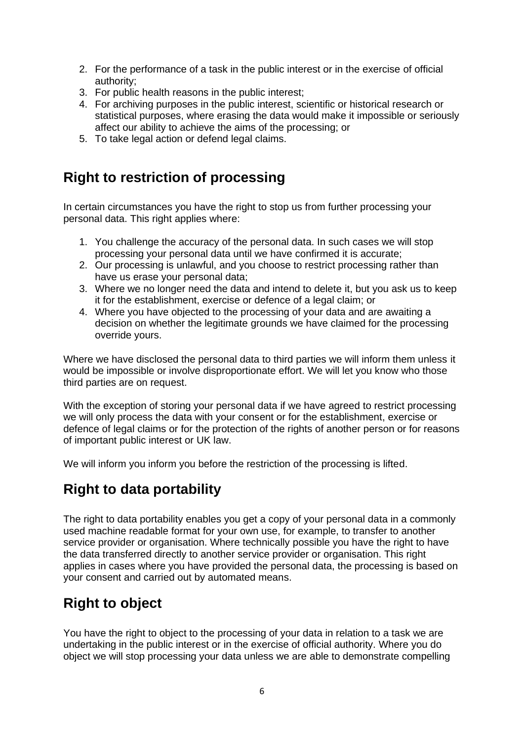2. For the performance of a task in the public interest or in the exercise of official authority;
3. For public health reasons in the public interest;
4. For archiving purposes in the public interest, scientific or historical research or statistical purposes, where erasing the data would make it impossible or seriously affect our ability to achieve the aims of the processing; or
5. To take legal action or defend legal claims.

## Right to restriction of processing

In certain circumstances you have the right to stop us from further processing your personal data. This right applies where:

1. You challenge the accuracy of the personal data. In such cases we will stop processing your personal data until we have confirmed it is accurate;
2. Our processing is unlawful, and you choose to restrict processing rather than have us erase your personal data;
3. Where we no longer need the data and intend to delete it, but you ask us to keep it for the establishment, exercise or defence of a legal claim; or
4. Where you have objected to the processing of your data and are awaiting a decision on whether the legitimate grounds we have claimed for the processing override yours.

Where we have disclosed the personal data to third parties we will inform them unless it would be impossible or involve disproportionate effort. We will let you know who those third parties are on request.

With the exception of storing your personal data if we have agreed to restrict processing we will only process the data with your consent or for the establishment, exercise or defence of legal claims or for the protection of the rights of another person or for reasons of important public interest or UK law.

We will inform you inform you before the restriction of the processing is lifted.

## Right to data portability

The right to data portability enables you get a copy of your personal data in a commonly used machine readable format for your own use, for example, to transfer to another service provider or organisation. Where technically possible you have the right to have the data transferred directly to another service provider or organisation. This right applies in cases where you have provided the personal data, the processing is based on your consent and carried out by automated means.

## Right to object

You have the right to object to the processing of your data in relation to a task we are undertaking in the public interest or in the exercise of official authority. Where you do object we will stop processing your data unless we are able to demonstrate compelling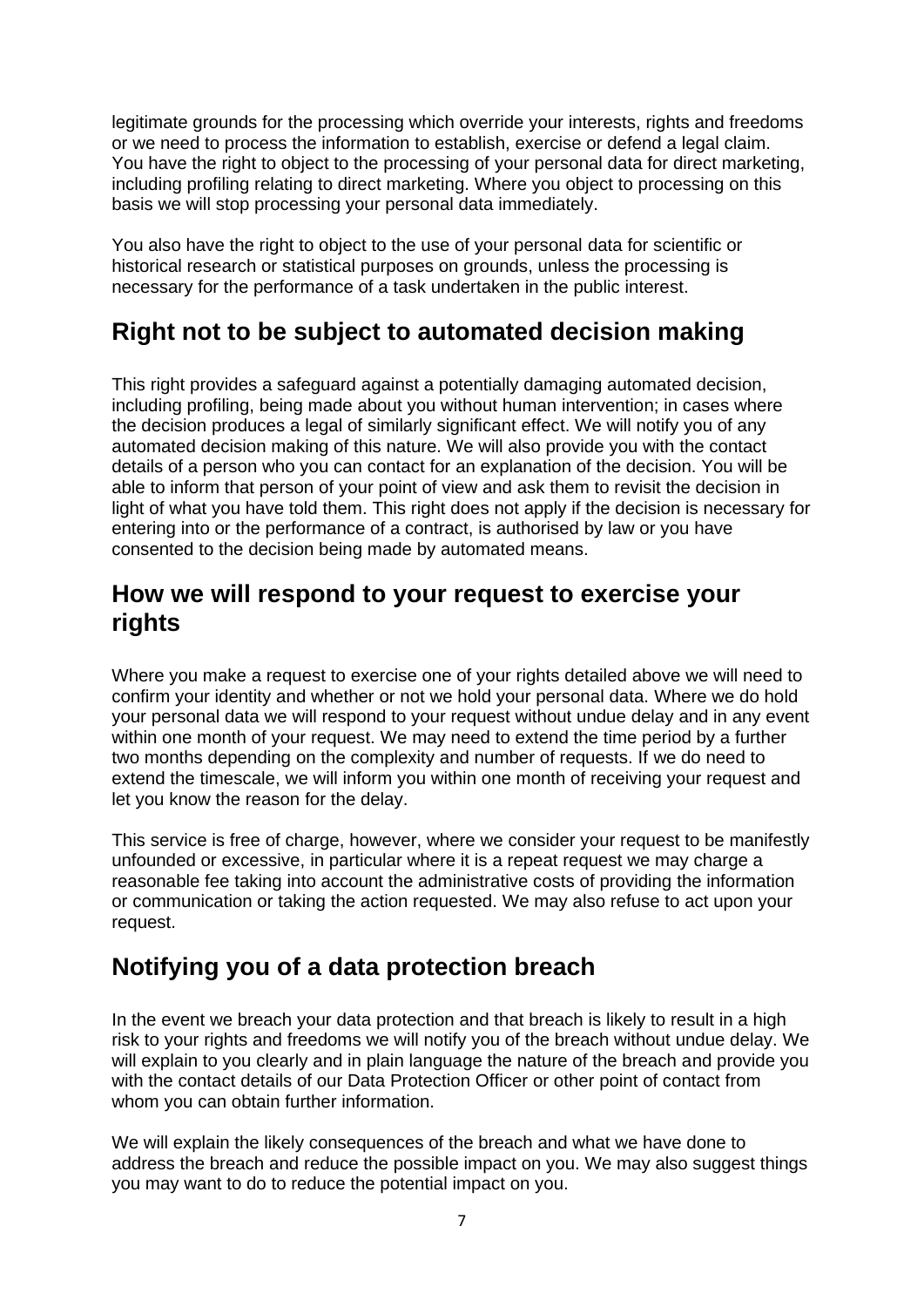legitimate grounds for the processing which override your interests, rights and freedoms or we need to process the information to establish, exercise or defend a legal claim. You have the right to object to the processing of your personal data for direct marketing, including profiling relating to direct marketing. Where you object to processing on this basis we will stop processing your personal data immediately.

You also have the right to object to the use of your personal data for scientific or historical research or statistical purposes on grounds, unless the processing is necessary for the performance of a task undertaken in the public interest.

## Right not to be subject to automated decision making

This right provides a safeguard against a potentially damaging automated decision, including profiling, being made about you without human intervention; in cases where the decision produces a legal of similarly significant effect. We will notify you of any automated decision making of this nature. We will also provide you with the contact details of a person who you can contact for an explanation of the decision. You will be able to inform that person of your point of view and ask them to revisit the decision in light of what you have told them. This right does not apply if the decision is necessary for entering into or the performance of a contract, is authorised by law or you have consented to the decision being made by automated means.

## How we will respond to your request to exercise your rights

Where you make a request to exercise one of your rights detailed above we will need to confirm your identity and whether or not we hold your personal data. Where we do hold your personal data we will respond to your request without undue delay and in any event within one month of your request. We may need to extend the time period by a further two months depending on the complexity and number of requests. If we do need to extend the timescale, we will inform you within one month of receiving your request and let you know the reason for the delay.

This service is free of charge, however, where we consider your request to be manifestly unfounded or excessive, in particular where it is a repeat request we may charge a reasonable fee taking into account the administrative costs of providing the information or communication or taking the action requested. We may also refuse to act upon your request.

## Notifying you of a data protection breach

In the event we breach your data protection and that breach is likely to result in a high risk to your rights and freedoms we will notify you of the breach without undue delay. We will explain to you clearly and in plain language the nature of the breach and provide you with the contact details of our Data Protection Officer or other point of contact from whom you can obtain further information.

We will explain the likely consequences of the breach and what we have done to address the breach and reduce the possible impact on you. We may also suggest things you may want to do to reduce the potential impact on you.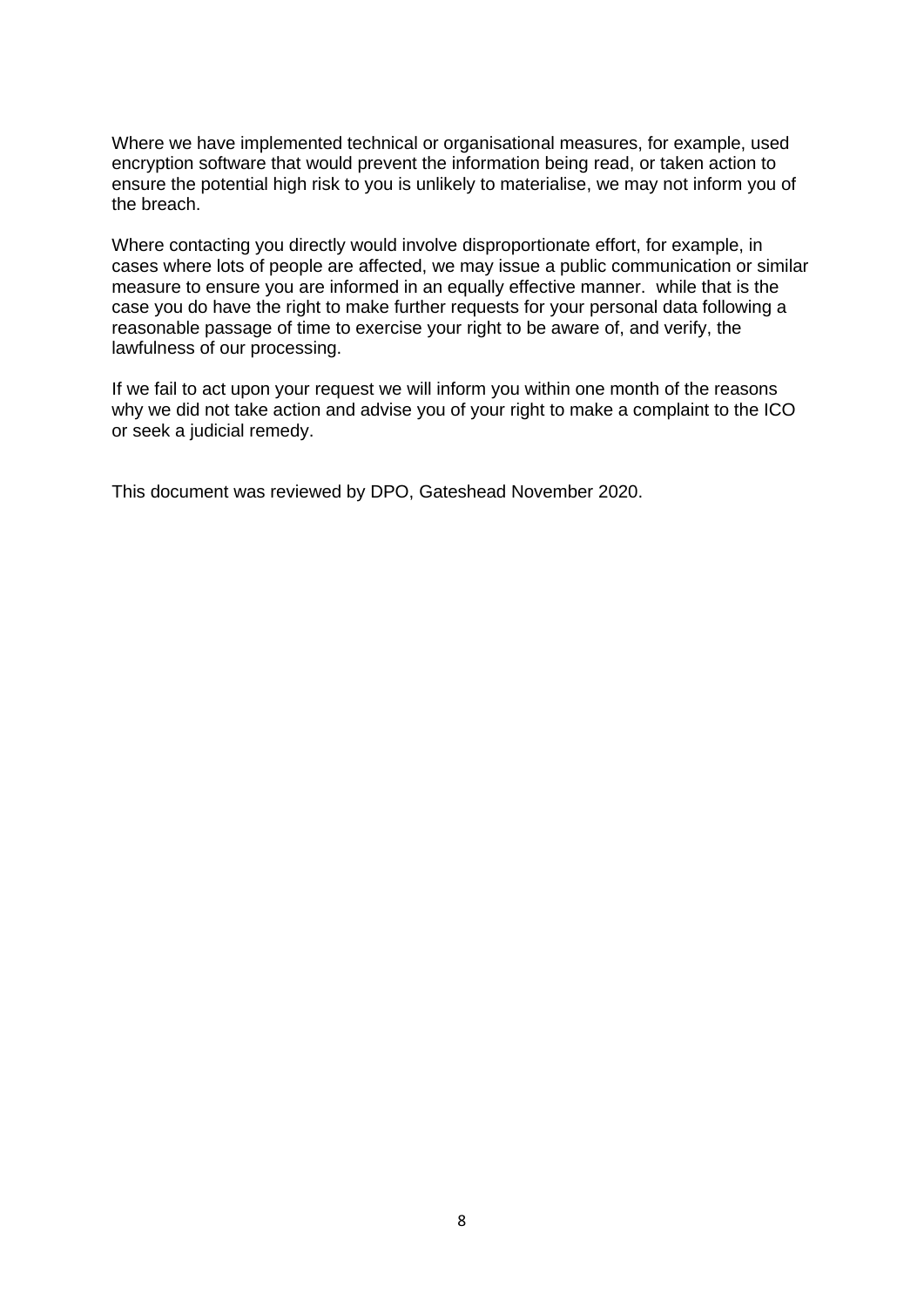Where we have implemented technical or organisational measures, for example, used encryption software that would prevent the information being read, or taken action to ensure the potential high risk to you is unlikely to materialise, we may not inform you of the breach.

Where contacting you directly would involve disproportionate effort, for example, in cases where lots of people are affected, we may issue a public communication or similar measure to ensure you are informed in an equally effective manner. while that is the case you do have the right to make further requests for your personal data following a reasonable passage of time to exercise your right to be aware of, and verify, the lawfulness of our processing.

If we fail to act upon your request we will inform you within one month of the reasons why we did not take action and advise you of your right to make a complaint to the ICO or seek a judicial remedy.

This document was reviewed by DPO, Gateshead November 2020.